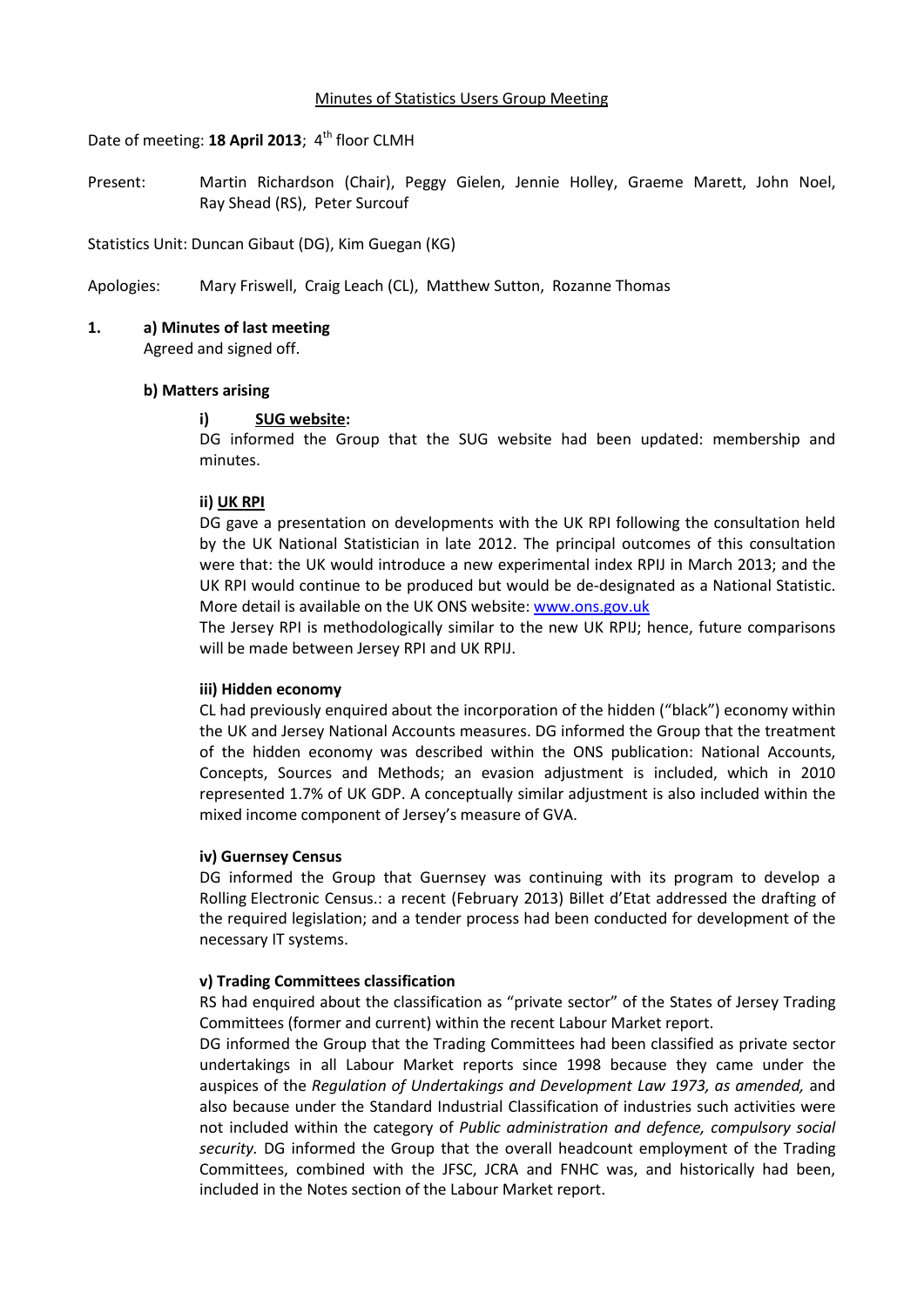Minutes of Statistics Users Group Meeting

Date of meeting: **18 April 2013**; 4th floor CLMH

Present: Martin Richardson (Chair), Peggy Gielen, Jennie Holley, Graeme Marett, John Noel, Ray Shead (RS), Peter Surcouf

Statistics Unit: Duncan Gibaut (DG), Kim Guegan (KG)

Apologies: Mary Friswell, Craig Leach (CL), Matthew Sutton, Rozanne Thomas

**1. a) Minutes of last meeting**

Agreed and signed off.

**b) Matters arising**

**i) SUG website:**

DG informed the Group that the SUG website had been updated: membership and minutes.

**ii) UK RPI**

DG gave a presentation on developments with the UK RPI following the consultation held by the UK National Statistician in late 2012. The principal outcomes of this consultation were that: the UK would introduce a new experimental index RPIJ in March 2013; and the UK RPI would continue to be produced but would be de-designated as a National Statistic. More detail is available on the UK ONS website: www.ons.gov.uk

The Jersey RPI is methodologically similar to the new UK RPIJ; hence, future comparisons will be made between Jersey RPI and UK RPIJ.

**iii) Hidden economy**

CL had previously enquired about the incorporation of the hidden ("black") economy within the UK and Jersey National Accounts measures. DG informed the Group that the treatment of the hidden economy was described within the ONS publication: National Accounts, Concepts, Sources and Methods; an evasion adjustment is included, which in 2010 represented 1.7% of UK GDP. A conceptually similar adjustment is also included within the mixed income component of Jersey's measure of GVA.

**iv) Guernsey Census**

DG informed the Group that Guernsey was continuing with its program to develop a Rolling Electronic Census.: a recent (February 2013) Billet d'Etat addressed the drafting of the required legislation; and a tender process had been conducted for development of the necessary IT systems.

**v) Trading Committees classification**

RS had enquired about the classification as "private sector" of the States of Jersey Trading Committees (former and current) within the recent Labour Market report.

DG informed the Group that the Trading Committees had been classified as private sector undertakings in all Labour Market reports since 1998 because they came under the auspices of the *Regulation of Undertakings and Development Law 1973, as amended,* and also because under the Standard Industrial Classification of industries such activities were not included within the category of *Public administration and defence, compulsory social security.* DG informed the Group that the overall headcount employment of the Trading Committees, combined with the JFSC, JCRA and FNHC was, and historically had been, included in the Notes section of the Labour Market report.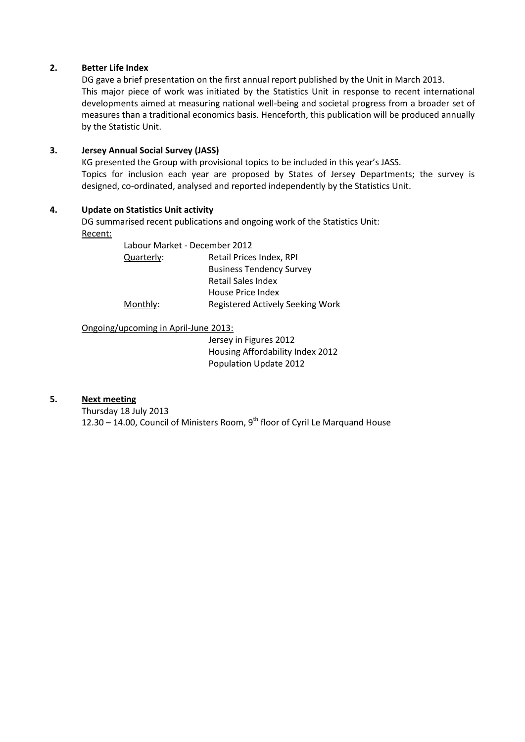**2. Better Life Index**

DG gave a brief presentation on the first annual report published by the Unit in March 2013.
This major piece of work was initiated by the Statistics Unit in response to recent international developments aimed at measuring national well-being and societal progress from a broader set of measures than a traditional economics basis. Henceforth, this publication will be produced annually by the Statistic Unit.

**3. Jersey Annual Social Survey (JASS)**

KG presented the Group with provisional topics to be included in this year's JASS.
Topics for inclusion each year are proposed by States of Jersey Departments; the survey is designed, co-ordinated, analysed and reported independently by the Statistics Unit.

**4. Update on Statistics Unit activity**

DG summarised recent publications and ongoing work of the Statistics Unit:

Recent:

Labour Market - December 2012

Quarterly:
- Retail Prices Index, RPI
- Business Tendency Survey
- Retail Sales Index
- House Price Index

Monthly:
- Registered Actively Seeking Work

Ongoing/upcoming in April-June 2013:
- Jersey in Figures 2012
- Housing Affordability Index 2012
- Population Update 2012

**5. Next meeting**

Thursday 18 July 2013
12.30 – 14.00, Council of Ministers Room, 9th floor of Cyril Le Marquand House